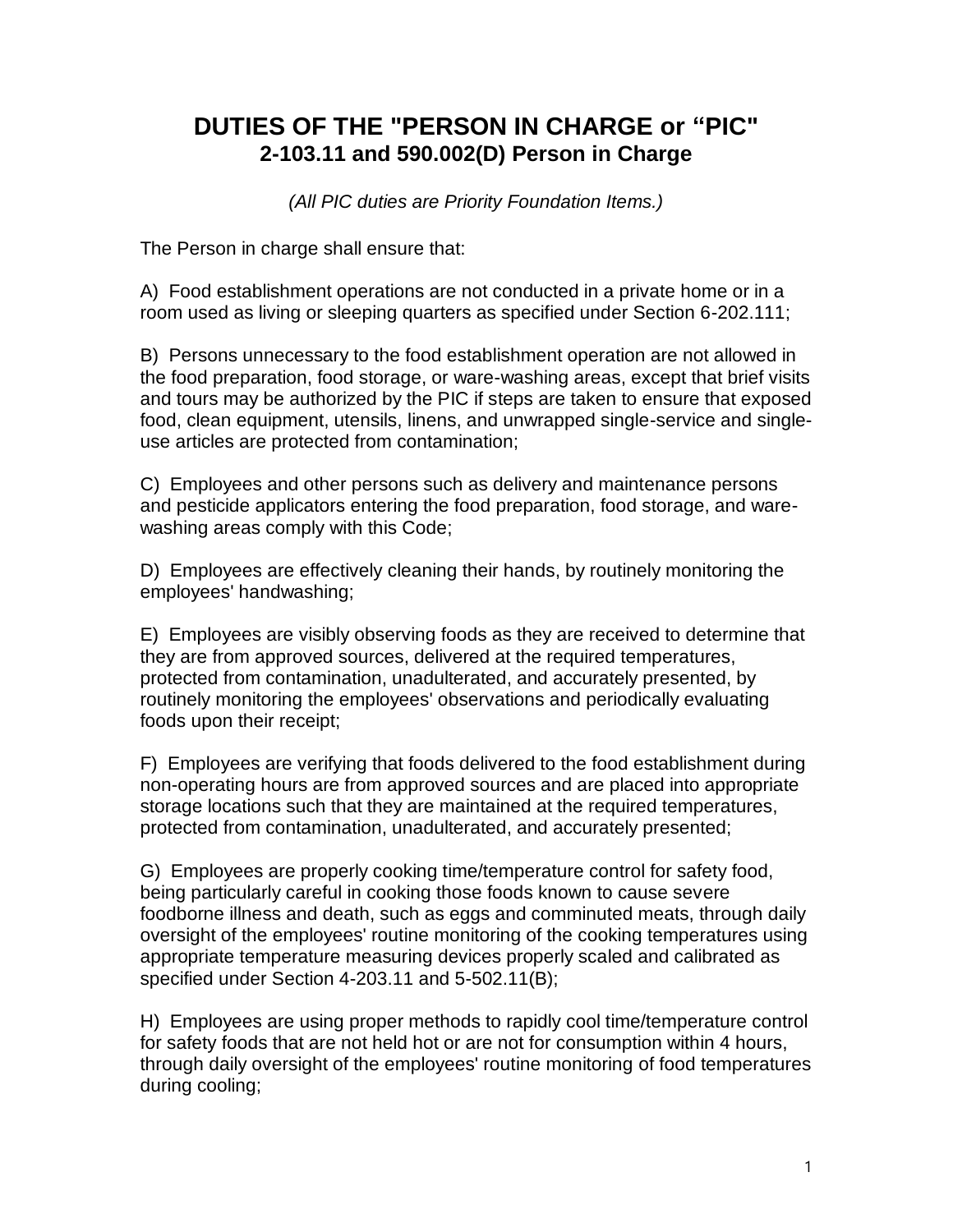# DUTIES OF THE "PERSON IN CHARGE or “PIC"
## 2-103.11 and 590.002(D) Person in Charge

*(All PIC duties are Priority Foundation Items.)*

The Person in charge shall ensure that:

A) Food establishment operations are not conducted in a private home or in a room used as living or sleeping quarters as specified under Section 6-202.111;

B) Persons unnecessary to the food establishment operation are not allowed in the food preparation, food storage, or ware-washing areas, except that brief visits and tours may be authorized by the PIC if steps are taken to ensure that exposed food, clean equipment, utensils, linens, and unwrapped single-service and single-use articles are protected from contamination;

C) Employees and other persons such as delivery and maintenance persons and pesticide applicators entering the food preparation, food storage, and ware-washing areas comply with this Code;

D) Employees are effectively cleaning their hands, by routinely monitoring the employees' handwashing;

E) Employees are visibly observing foods as they are received to determine that they are from approved sources, delivered at the required temperatures, protected from contamination, unadulterated, and accurately presented, by routinely monitoring the employees' observations and periodically evaluating foods upon their receipt;

F) Employees are verifying that foods delivered to the food establishment during non-operating hours are from approved sources and are placed into appropriate storage locations such that they are maintained at the required temperatures, protected from contamination, unadulterated, and accurately presented;

G) Employees are properly cooking time/temperature control for safety food, being particularly careful in cooking those foods known to cause severe foodborne illness and death, such as eggs and comminuted meats, through daily oversight of the employees' routine monitoring of the cooking temperatures using appropriate temperature measuring devices properly scaled and calibrated as specified under Section 4-203.11 and 5-502.11(B);

H) Employees are using proper methods to rapidly cool time/temperature control for safety foods that are not held hot or are not for consumption within 4 hours, through daily oversight of the employees' routine monitoring of food temperatures during cooling;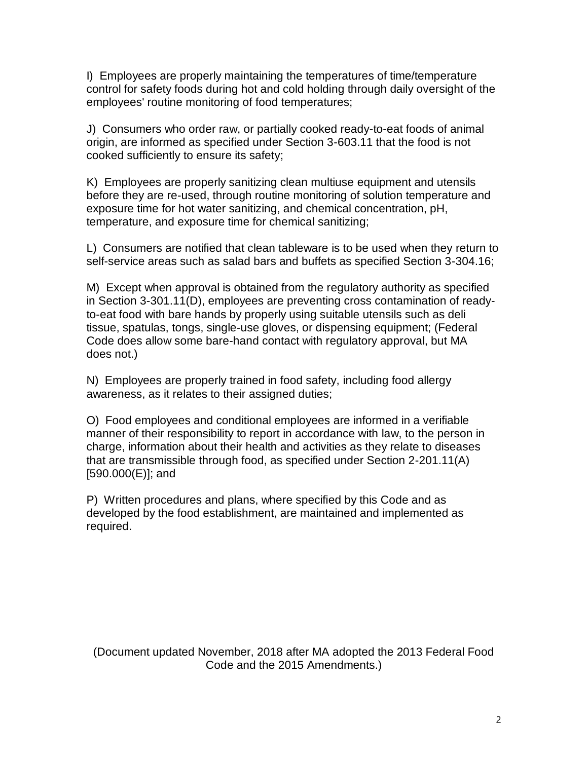I) Employees are properly maintaining the temperatures of time/temperature control for safety foods during hot and cold holding through daily oversight of the employees' routine monitoring of food temperatures;

J) Consumers who order raw, or partially cooked ready-to-eat foods of animal origin, are informed as specified under Section 3-603.11 that the food is not cooked sufficiently to ensure its safety;

K) Employees are properly sanitizing clean multiuse equipment and utensils before they are re-used, through routine monitoring of solution temperature and exposure time for hot water sanitizing, and chemical concentration, pH, temperature, and exposure time for chemical sanitizing;

L) Consumers are notified that clean tableware is to be used when they return to self-service areas such as salad bars and buffets as specified Section 3-304.16;

M) Except when approval is obtained from the regulatory authority as specified in Section 3-301.11(D), employees are preventing cross contamination of ready-to-eat food with bare hands by properly using suitable utensils such as deli tissue, spatulas, tongs, single-use gloves, or dispensing equipment; (Federal Code does allow some bare-hand contact with regulatory approval, but MA does not.)

N) Employees are properly trained in food safety, including food allergy awareness, as it relates to their assigned duties;

O) Food employees and conditional employees are informed in a verifiable manner of their responsibility to report in accordance with law, to the person in charge, information about their health and activities as they relate to diseases that are transmissible through food, as specified under Section 2-201.11(A) [590.000(E)]; and

P) Written procedures and plans, where specified by this Code and as developed by the food establishment, are maintained and implemented as required.

(Document updated November, 2018 after MA adopted the 2013 Federal Food Code and the 2015 Amendments.)